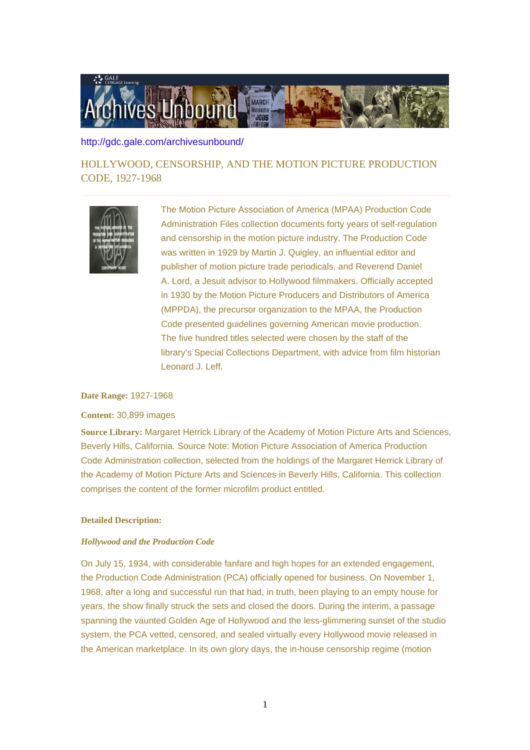http://gdc.gale.com/archivesunbound/

# HOLLYWOOD, CENSORSHIP, AND THE MOTION PICTURE PRODUCTION CODE, 1927-1968

The Motion Picture Association of America (MPAA) Production Code Administration Files collection documents forty years of self-regulation and censorship in the motion picture industry. The Production Code was written in 1929 by Martin J. Quigley, an influential editor and publisher of motion picture trade periodicals, and Reverend Daniel A. Lord, a Jesuit advisor to Hollywood filmmakers. Officially accepted in 1930 by the Motion Picture Producers and Distributors of America (MPPDA), the precursor organization to the MPAA, the Production Code presented guidelines governing American movie production. The five hundred titles selected were chosen by the staff of the library's Special Collections Department, with advice from film historian Leonard J. Leff.

**Date Range:** 1927-1968

**Content:** 30,899 images

**Source Library:** Margaret Herrick Library of the Academy of Motion Picture Arts and Sciences, Beverly Hills, California. Source Note: Motion Picture Association of America Production Code Administration collection, selected from the holdings of the Margaret Herrick Library of the Academy of Motion Picture Arts and Sciences in Beverly Hills, California. This collection comprises the content of the former microfilm product entitled.

**Detailed Description:**

***Hollywood and the Production Code***

On July 15, 1934, with considerable fanfare and high hopes for an extended engagement, the Production Code Administration (PCA) officially opened for business. On November 1, 1968, after a long and successful run that had, in truth, been playing to an empty house for years, the show finally struck the sets and closed the doors. During the interim, a passage spanning the vaunted Golden Age of Hollywood and the less-glimmering sunset of the studio system, the PCA vetted, censored, and sealed virtually every Hollywood movie released in the American marketplace. In its own glory days, the in-house censorship regime (motion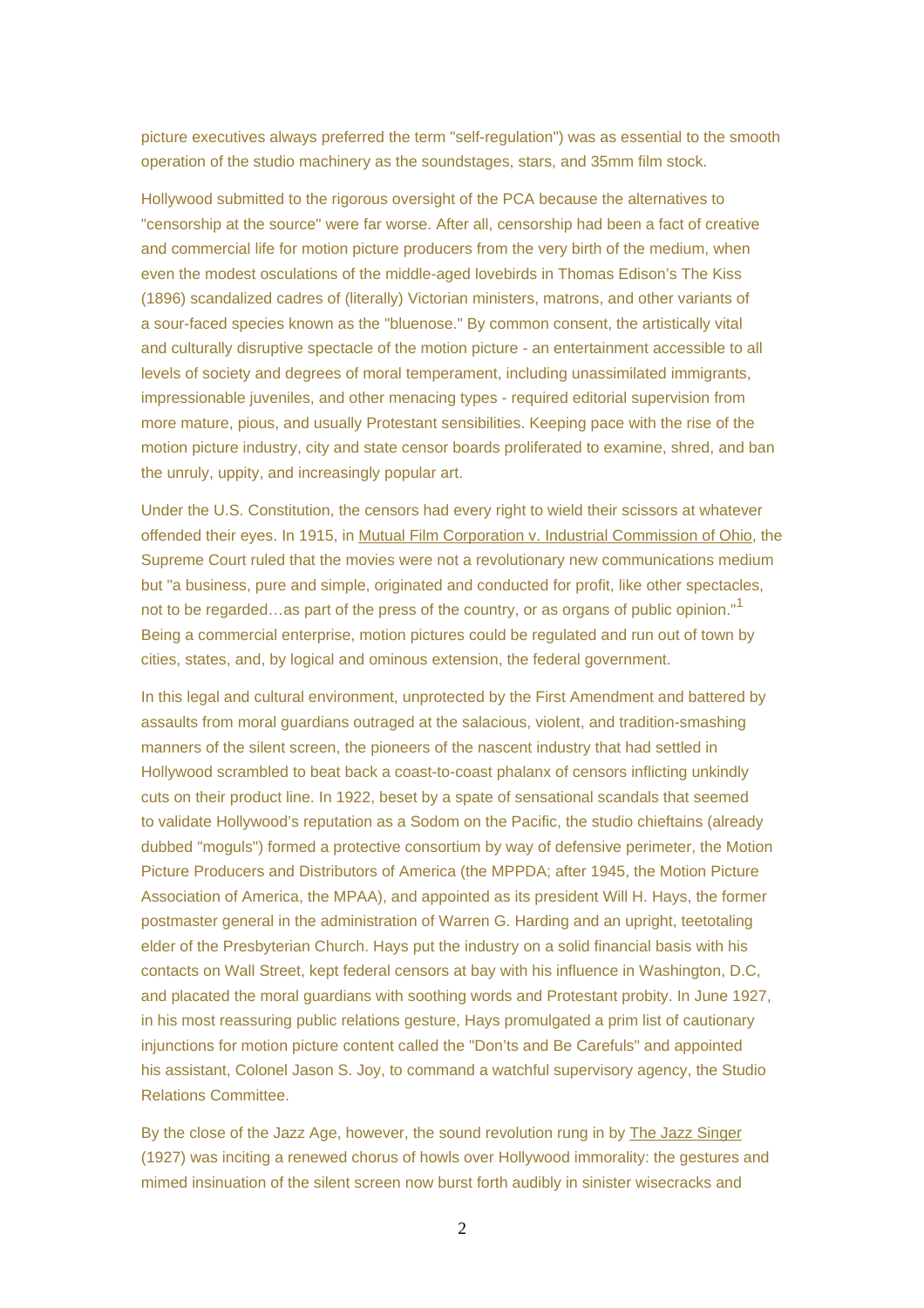picture executives always preferred the term "self-regulation") was as essential to the smooth operation of the studio machinery as the soundstages, stars, and 35mm film stock.

Hollywood submitted to the rigorous oversight of the PCA because the alternatives to "censorship at the source" were far worse. After all, censorship had been a fact of creative and commercial life for motion picture producers from the very birth of the medium, when even the modest osculations of the middle-aged lovebirds in Thomas Edison's The Kiss (1896) scandalized cadres of (literally) Victorian ministers, matrons, and other variants of a sour-faced species known as the "bluenose." By common consent, the artistically vital and culturally disruptive spectacle of the motion picture - an entertainment accessible to all levels of society and degrees of moral temperament, including unassimilated immigrants, impressionable juveniles, and other menacing types - required editorial supervision from more mature, pious, and usually Protestant sensibilities. Keeping pace with the rise of the motion picture industry, city and state censor boards proliferated to examine, shred, and ban the unruly, uppity, and increasingly popular art.

Under the U.S. Constitution, the censors had every right to wield their scissors at whatever offended their eyes. In 1915, in Mutual Film Corporation v. Industrial Commission of Ohio, the Supreme Court ruled that the movies were not a revolutionary new communications medium but "a business, pure and simple, originated and conducted for profit, like other spectacles, not to be regarded…as part of the press of the country, or as organs of public opinion."[1] Being a commercial enterprise, motion pictures could be regulated and run out of town by cities, states, and, by logical and ominous extension, the federal government.

In this legal and cultural environment, unprotected by the First Amendment and battered by assaults from moral guardians outraged at the salacious, violent, and tradition-smashing manners of the silent screen, the pioneers of the nascent industry that had settled in Hollywood scrambled to beat back a coast-to-coast phalanx of censors inflicting unkindly cuts on their product line. In 1922, beset by a spate of sensational scandals that seemed to validate Hollywood's reputation as a Sodom on the Pacific, the studio chieftains (already dubbed "moguls") formed a protective consortium by way of defensive perimeter, the Motion Picture Producers and Distributors of America (the MPPDA; after 1945, the Motion Picture Association of America, the MPAA), and appointed as its president Will H. Hays, the former postmaster general in the administration of Warren G. Harding and an upright, teetotaling elder of the Presbyterian Church. Hays put the industry on a solid financial basis with his contacts on Wall Street, kept federal censors at bay with his influence in Washington, D.C, and placated the moral guardians with soothing words and Protestant probity. In June 1927, in his most reassuring public relations gesture, Hays promulgated a prim list of cautionary injunctions for motion picture content called the "Don'ts and Be Carefuls" and appointed his assistant, Colonel Jason S. Joy, to command a watchful supervisory agency, the Studio Relations Committee.

By the close of the Jazz Age, however, the sound revolution rung in by The Jazz Singer (1927) was inciting a renewed chorus of howls over Hollywood immorality: the gestures and mimed insinuation of the silent screen now burst forth audibly in sinister wisecracks and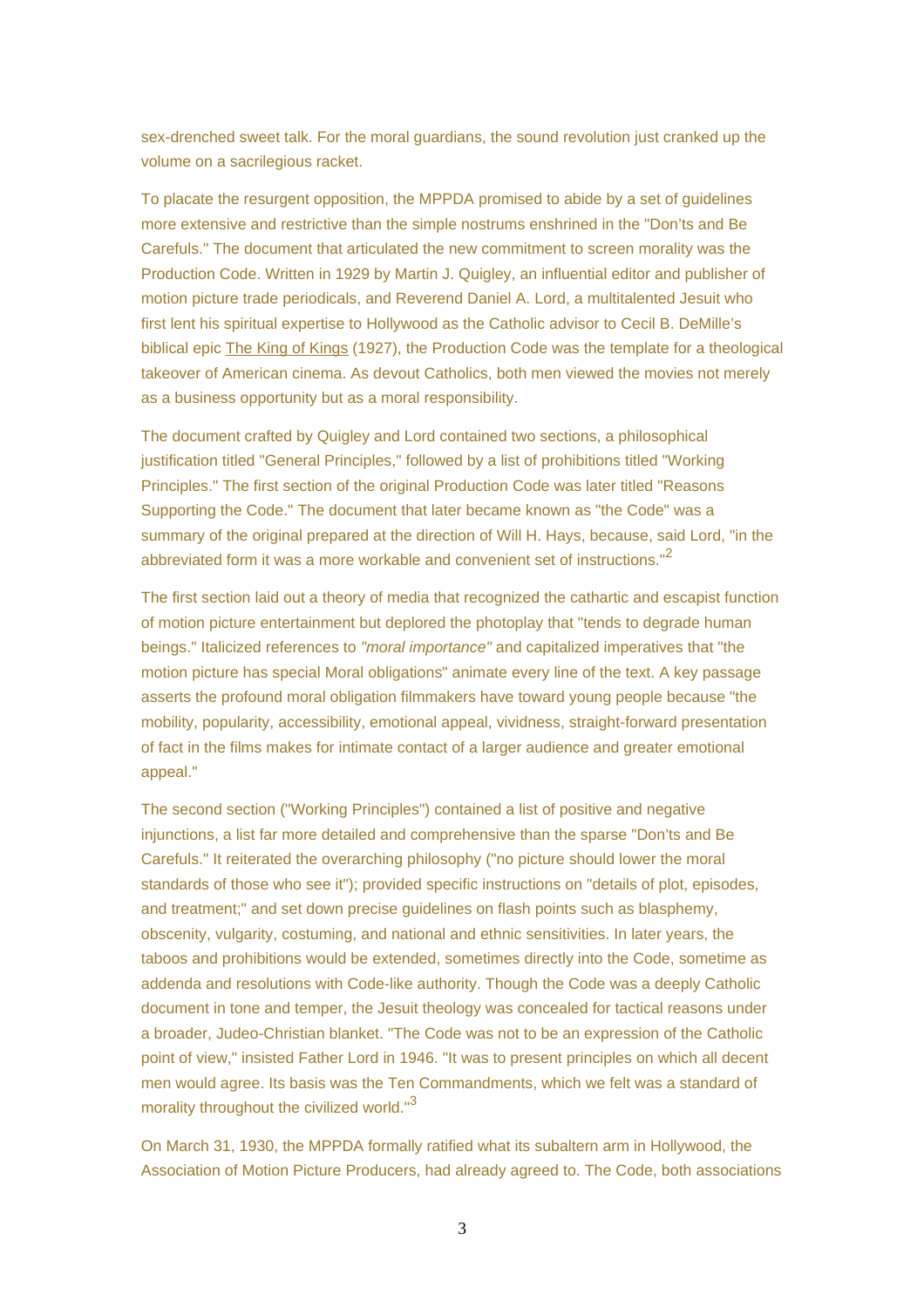sex-drenched sweet talk. For the moral guardians, the sound revolution just cranked up the volume on a sacrilegious racket.

To placate the resurgent opposition, the MPPDA promised to abide by a set of guidelines more extensive and restrictive than the simple nostrums enshrined in the "Don'ts and Be Carefuls." The document that articulated the new commitment to screen morality was the Production Code. Written in 1929 by Martin J. Quigley, an influential editor and publisher of motion picture trade periodicals, and Reverend Daniel A. Lord, a multitalented Jesuit who first lent his spiritual expertise to Hollywood as the Catholic advisor to Cecil B. DeMille's biblical epic The King of Kings (1927), the Production Code was the template for a theological takeover of American cinema. As devout Catholics, both men viewed the movies not merely as a business opportunity but as a moral responsibility.

The document crafted by Quigley and Lord contained two sections, a philosophical justification titled "General Principles," followed by a list of prohibitions titled "Working Principles." The first section of the original Production Code was later titled "Reasons Supporting the Code." The document that later became known as "the Code" was a summary of the original prepared at the direction of Will H. Hays, because, said Lord, "in the abbreviated form it was a more workable and convenient set of instructions."[2]

The first section laid out a theory of media that recognized the cathartic and escapist function of motion picture entertainment but deplored the photoplay that "tends to degrade human beings." Italicized references to *"moral importance"* and capitalized imperatives that "the motion picture has special Moral obligations" animate every line of the text. A key passage asserts the profound moral obligation filmmakers have toward young people because "the mobility, popularity, accessibility, emotional appeal, vividness, straight-forward presentation of fact in the films makes for intimate contact of a larger audience and greater emotional appeal."

The second section ("Working Principles") contained a list of positive and negative injunctions, a list far more detailed and comprehensive than the sparse "Don'ts and Be Carefuls." It reiterated the overarching philosophy ("no picture should lower the moral standards of those who see it"); provided specific instructions on "details of plot, episodes, and treatment;" and set down precise guidelines on flash points such as blasphemy, obscenity, vulgarity, costuming, and national and ethnic sensitivities. In later years, the taboos and prohibitions would be extended, sometimes directly into the Code, sometime as addenda and resolutions with Code-like authority. Though the Code was a deeply Catholic document in tone and temper, the Jesuit theology was concealed for tactical reasons under a broader, Judeo-Christian blanket. "The Code was not to be an expression of the Catholic point of view," insisted Father Lord in 1946. "It was to present principles on which all decent men would agree. Its basis was the Ten Commandments, which we felt was a standard of morality throughout the civilized world."[3]

On March 31, 1930, the MPPDA formally ratified what its subaltern arm in Hollywood, the Association of Motion Picture Producers, had already agreed to. The Code, both associations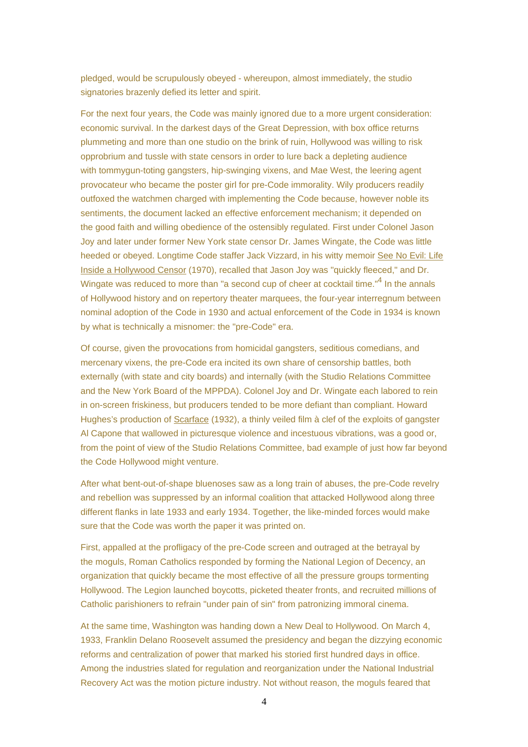pledged, would be scrupulously obeyed - whereupon, almost immediately, the studio signatories brazenly defied its letter and spirit.

For the next four years, the Code was mainly ignored due to a more urgent consideration: economic survival. In the darkest days of the Great Depression, with box office returns plummeting and more than one studio on the brink of ruin, Hollywood was willing to risk opprobrium and tussle with state censors in order to lure back a depleting audience with tommygun-toting gangsters, hip-swinging vixens, and Mae West, the leering agent provocateur who became the poster girl for pre-Code immorality. Wily producers readily outfoxed the watchmen charged with implementing the Code because, however noble its sentiments, the document lacked an effective enforcement mechanism; it depended on the good faith and willing obedience of the ostensibly regulated. First under Colonel Jason Joy and later under former New York state censor Dr. James Wingate, the Code was little heeded or obeyed. Longtime Code staffer Jack Vizzard, in his witty memoir See No Evil: Life Inside a Hollywood Censor (1970), recalled that Jason Joy was "quickly fleeced," and Dr. Wingate was reduced to more than "a second cup of cheer at cocktail time."[4] In the annals of Hollywood history and on repertory theater marquees, the four-year interregnum between nominal adoption of the Code in 1930 and actual enforcement of the Code in 1934 is known by what is technically a misnomer: the "pre-Code" era.

Of course, given the provocations from homicidal gangsters, seditious comedians, and mercenary vixens, the pre-Code era incited its own share of censorship battles, both externally (with state and city boards) and internally (with the Studio Relations Committee and the New York Board of the MPPDA). Colonel Joy and Dr. Wingate each labored to rein in on-screen friskiness, but producers tended to be more defiant than compliant. Howard Hughes's production of Scarface (1932), a thinly veiled film à clef of the exploits of gangster Al Capone that wallowed in picturesque violence and incestuous vibrations, was a good or, from the point of view of the Studio Relations Committee, bad example of just how far beyond the Code Hollywood might venture.

After what bent-out-of-shape bluenoses saw as a long train of abuses, the pre-Code revelry and rebellion was suppressed by an informal coalition that attacked Hollywood along three different flanks in late 1933 and early 1934. Together, the like-minded forces would make sure that the Code was worth the paper it was printed on.

First, appalled at the profligacy of the pre-Code screen and outraged at the betrayal by the moguls, Roman Catholics responded by forming the National Legion of Decency, an organization that quickly became the most effective of all the pressure groups tormenting Hollywood. The Legion launched boycotts, picketed theater fronts, and recruited millions of Catholic parishioners to refrain "under pain of sin" from patronizing immoral cinema.

At the same time, Washington was handing down a New Deal to Hollywood. On March 4, 1933, Franklin Delano Roosevelt assumed the presidency and began the dizzying economic reforms and centralization of power that marked his storied first hundred days in office. Among the industries slated for regulation and reorganization under the National Industrial Recovery Act was the motion picture industry. Not without reason, the moguls feared that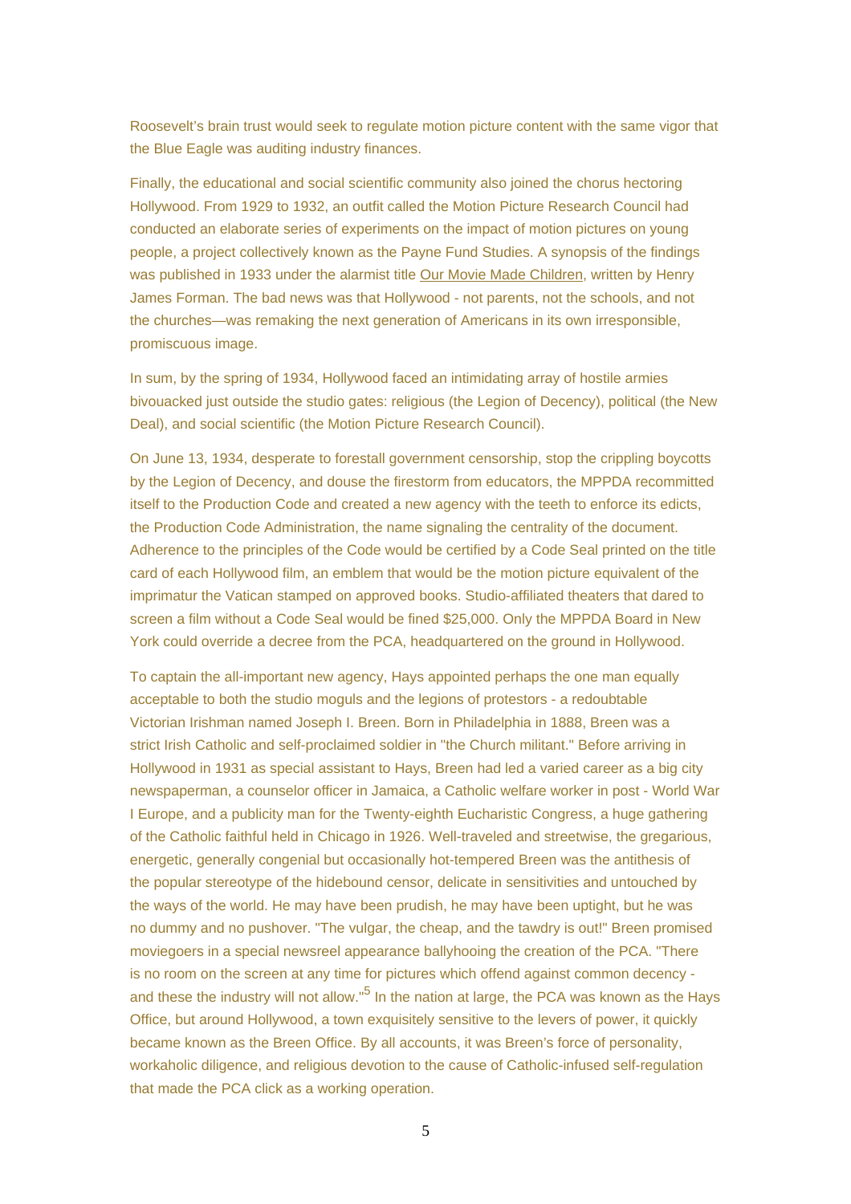Roosevelt's brain trust would seek to regulate motion picture content with the same vigor that the Blue Eagle was auditing industry finances.

Finally, the educational and social scientific community also joined the chorus hectoring Hollywood. From 1929 to 1932, an outfit called the Motion Picture Research Council had conducted an elaborate series of experiments on the impact of motion pictures on young people, a project collectively known as the Payne Fund Studies. A synopsis of the findings was published in 1933 under the alarmist title Our Movie Made Children, written by Henry James Forman. The bad news was that Hollywood - not parents, not the schools, and not the churches—was remaking the next generation of Americans in its own irresponsible, promiscuous image.

In sum, by the spring of 1934, Hollywood faced an intimidating array of hostile armies bivouacked just outside the studio gates: religious (the Legion of Decency), political (the New Deal), and social scientific (the Motion Picture Research Council).

On June 13, 1934, desperate to forestall government censorship, stop the crippling boycotts by the Legion of Decency, and douse the firestorm from educators, the MPPDA recommitted itself to the Production Code and created a new agency with the teeth to enforce its edicts, the Production Code Administration, the name signaling the centrality of the document. Adherence to the principles of the Code would be certified by a Code Seal printed on the title card of each Hollywood film, an emblem that would be the motion picture equivalent of the imprimatur the Vatican stamped on approved books. Studio-affiliated theaters that dared to screen a film without a Code Seal would be fined $25,000. Only the MPPDA Board in New York could override a decree from the PCA, headquartered on the ground in Hollywood.

To captain the all-important new agency, Hays appointed perhaps the one man equally acceptable to both the studio moguls and the legions of protestors - a redoubtable Victorian Irishman named Joseph I. Breen. Born in Philadelphia in 1888, Breen was a strict Irish Catholic and self-proclaimed soldier in "the Church militant." Before arriving in Hollywood in 1931 as special assistant to Hays, Breen had led a varied career as a big city newspaperman, a counselor officer in Jamaica, a Catholic welfare worker in post - World War I Europe, and a publicity man for the Twenty-eighth Eucharistic Congress, a huge gathering of the Catholic faithful held in Chicago in 1926. Well-traveled and streetwise, the gregarious, energetic, generally congenial but occasionally hot-tempered Breen was the antithesis of the popular stereotype of the hidebound censor, delicate in sensitivities and untouched by the ways of the world. He may have been prudish, he may have been uptight, but he was no dummy and no pushover. "The vulgar, the cheap, and the tawdry is out!" Breen promised moviegoers in a special newsreel appearance ballyhooing the creation of the PCA. "There is no room on the screen at any time for pictures which offend against common decency - and these the industry will not allow."[5] In the nation at large, the PCA was known as the Hays Office, but around Hollywood, a town exquisitely sensitive to the levers of power, it quickly became known as the Breen Office. By all accounts, it was Breen's force of personality, workaholic diligence, and religious devotion to the cause of Catholic-infused self-regulation that made the PCA click as a working operation.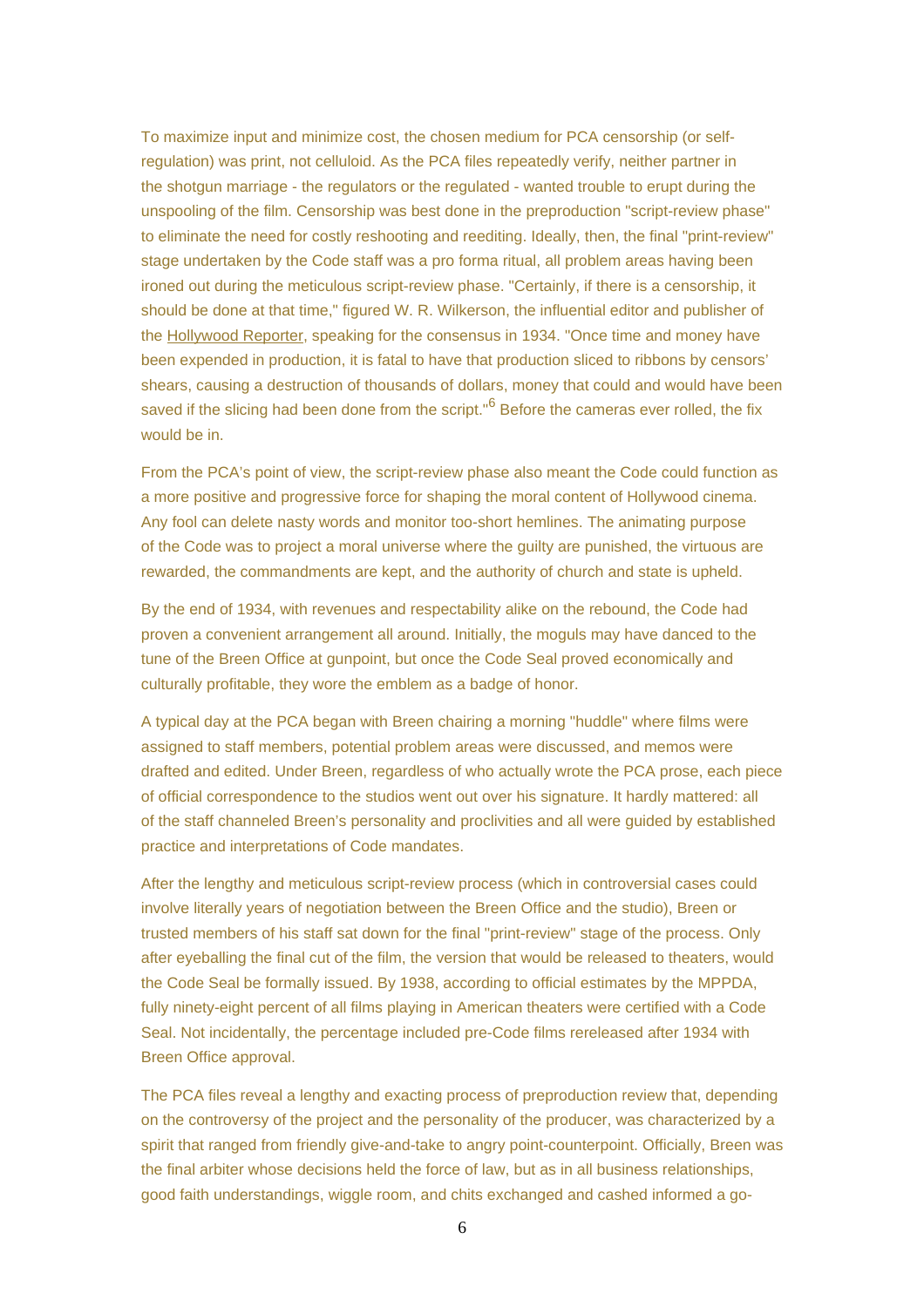To maximize input and minimize cost, the chosen medium for PCA censorship (or self-regulation) was print, not celluloid. As the PCA files repeatedly verify, neither partner in the shotgun marriage - the regulators or the regulated - wanted trouble to erupt during the unspooling of the film. Censorship was best done in the preproduction "script-review phase" to eliminate the need for costly reshooting and reediting. Ideally, then, the final "print-review" stage undertaken by the Code staff was a pro forma ritual, all problem areas having been ironed out during the meticulous script-review phase. "Certainly, if there is a censorship, it should be done at that time," figured W. R. Wilkerson, the influential editor and publisher of the Hollywood Reporter, speaking for the consensus in 1934. "Once time and money have been expended in production, it is fatal to have that production sliced to ribbons by censors' shears, causing a destruction of thousands of dollars, money that could and would have been saved if the slicing had been done from the script."[6] Before the cameras ever rolled, the fix would be in.

From the PCA's point of view, the script-review phase also meant the Code could function as a more positive and progressive force for shaping the moral content of Hollywood cinema. Any fool can delete nasty words and monitor too-short hemlines. The animating purpose of the Code was to project a moral universe where the guilty are punished, the virtuous are rewarded, the commandments are kept, and the authority of church and state is upheld.

By the end of 1934, with revenues and respectability alike on the rebound, the Code had proven a convenient arrangement all around. Initially, the moguls may have danced to the tune of the Breen Office at gunpoint, but once the Code Seal proved economically and culturally profitable, they wore the emblem as a badge of honor.

A typical day at the PCA began with Breen chairing a morning "huddle" where films were assigned to staff members, potential problem areas were discussed, and memos were drafted and edited. Under Breen, regardless of who actually wrote the PCA prose, each piece of official correspondence to the studios went out over his signature. It hardly mattered: all of the staff channeled Breen's personality and proclivities and all were guided by established practice and interpretations of Code mandates.

After the lengthy and meticulous script-review process (which in controversial cases could involve literally years of negotiation between the Breen Office and the studio), Breen or trusted members of his staff sat down for the final "print-review" stage of the process. Only after eyeballing the final cut of the film, the version that would be released to theaters, would the Code Seal be formally issued. By 1938, according to official estimates by the MPPDA, fully ninety-eight percent of all films playing in American theaters were certified with a Code Seal. Not incidentally, the percentage included pre-Code films rereleased after 1934 with Breen Office approval.

The PCA files reveal a lengthy and exacting process of preproduction review that, depending on the controversy of the project and the personality of the producer, was characterized by a spirit that ranged from friendly give-and-take to angry point-counterpoint. Officially, Breen was the final arbiter whose decisions held the force of law, but as in all business relationships, good faith understandings, wiggle room, and chits exchanged and cashed informed a go-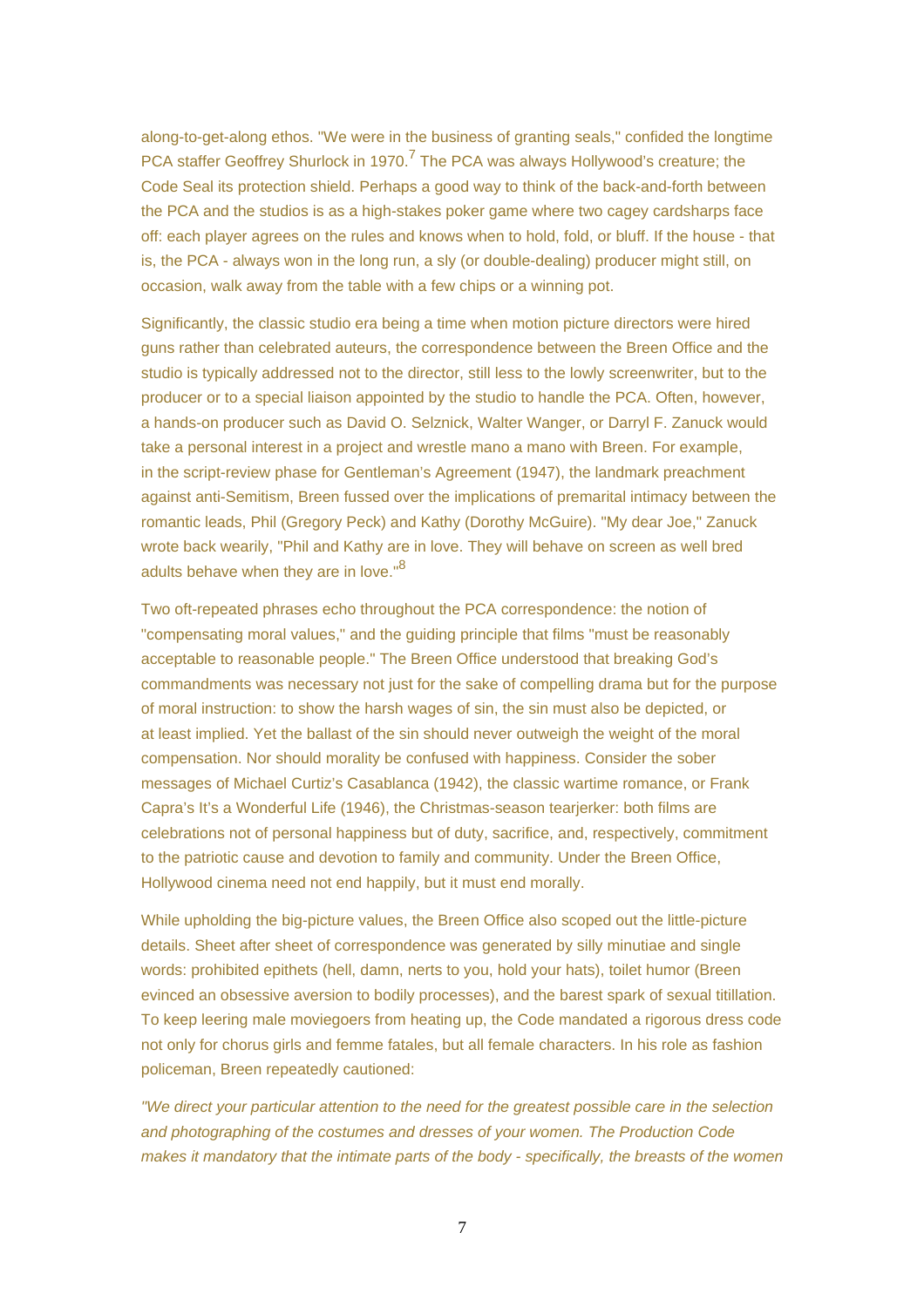along-to-get-along ethos. "We were in the business of granting seals," confided the longtime PCA staffer Geoffrey Shurlock in 1970.[7] The PCA was always Hollywood's creature; the Code Seal its protection shield. Perhaps a good way to think of the back-and-forth between the PCA and the studios is as a high-stakes poker game where two cagey cardsharps face off: each player agrees on the rules and knows when to hold, fold, or bluff. If the house - that is, the PCA - always won in the long run, a sly (or double-dealing) producer might still, on occasion, walk away from the table with a few chips or a winning pot.

Significantly, the classic studio era being a time when motion picture directors were hired guns rather than celebrated auteurs, the correspondence between the Breen Office and the studio is typically addressed not to the director, still less to the lowly screenwriter, but to the producer or to a special liaison appointed by the studio to handle the PCA. Often, however, a hands-on producer such as David O. Selznick, Walter Wanger, or Darryl F. Zanuck would take a personal interest in a project and wrestle mano a mano with Breen. For example, in the script-review phase for Gentleman's Agreement (1947), the landmark preachment against anti-Semitism, Breen fussed over the implications of premarital intimacy between the romantic leads, Phil (Gregory Peck) and Kathy (Dorothy McGuire). "My dear Joe," Zanuck wrote back wearily, "Phil and Kathy are in love. They will behave on screen as well bred adults behave when they are in love."[8]

Two oft-repeated phrases echo throughout the PCA correspondence: the notion of "compensating moral values," and the guiding principle that films "must be reasonably acceptable to reasonable people." The Breen Office understood that breaking God's commandments was necessary not just for the sake of compelling drama but for the purpose of moral instruction: to show the harsh wages of sin, the sin must also be depicted, or at least implied. Yet the ballast of the sin should never outweigh the weight of the moral compensation. Nor should morality be confused with happiness. Consider the sober messages of Michael Curtiz's Casablanca (1942), the classic wartime romance, or Frank Capra's It's a Wonderful Life (1946), the Christmas-season tearjerker: both films are celebrations not of personal happiness but of duty, sacrifice, and, respectively, commitment to the patriotic cause and devotion to family and community. Under the Breen Office, Hollywood cinema need not end happily, but it must end morally.

While upholding the big-picture values, the Breen Office also scoped out the little-picture details. Sheet after sheet of correspondence was generated by silly minutiae and single words: prohibited epithets (hell, damn, nerts to you, hold your hats), toilet humor (Breen evinced an obsessive aversion to bodily processes), and the barest spark of sexual titillation. To keep leering male moviegoers from heating up, the Code mandated a rigorous dress code not only for chorus girls and femme fatales, but all female characters. In his role as fashion policeman, Breen repeatedly cautioned:

*"We direct your particular attention to the need for the greatest possible care in the selection and photographing of the costumes and dresses of your women. The Production Code makes it mandatory that the intimate parts of the body - specifically, the breasts of the women*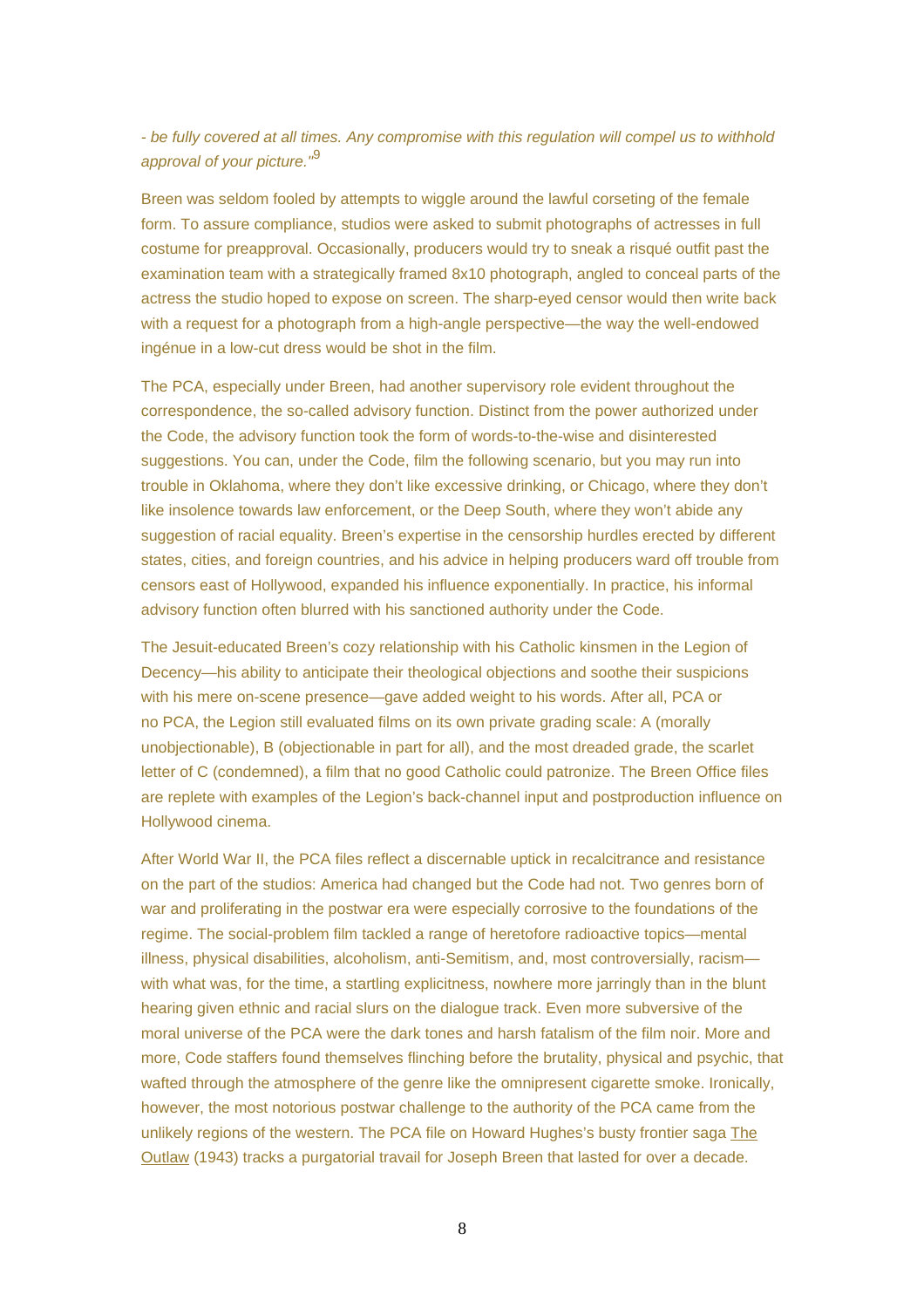*- be fully covered at all times. Any compromise with this regulation will compel us to withhold approval of your picture."*[9]

Breen was seldom fooled by attempts to wiggle around the lawful corseting of the female form. To assure compliance, studios were asked to submit photographs of actresses in full costume for preapproval. Occasionally, producers would try to sneak a risqué outfit past the examination team with a strategically framed 8x10 photograph, angled to conceal parts of the actress the studio hoped to expose on screen. The sharp-eyed censor would then write back with a request for a photograph from a high-angle perspective—the way the well-endowed ingénue in a low-cut dress would be shot in the film.

The PCA, especially under Breen, had another supervisory role evident throughout the correspondence, the so-called advisory function. Distinct from the power authorized under the Code, the advisory function took the form of words-to-the-wise and disinterested suggestions. You can, under the Code, film the following scenario, but you may run into trouble in Oklahoma, where they don't like excessive drinking, or Chicago, where they don't like insolence towards law enforcement, or the Deep South, where they won't abide any suggestion of racial equality. Breen's expertise in the censorship hurdles erected by different states, cities, and foreign countries, and his advice in helping producers ward off trouble from censors east of Hollywood, expanded his influence exponentially. In practice, his informal advisory function often blurred with his sanctioned authority under the Code.

The Jesuit-educated Breen's cozy relationship with his Catholic kinsmen in the Legion of Decency—his ability to anticipate their theological objections and soothe their suspicions with his mere on-scene presence—gave added weight to his words. After all, PCA or no PCA, the Legion still evaluated films on its own private grading scale: A (morally unobjectionable), B (objectionable in part for all), and the most dreaded grade, the scarlet letter of C (condemned), a film that no good Catholic could patronize. The Breen Office files are replete with examples of the Legion's back-channel input and postproduction influence on Hollywood cinema.

After World War II, the PCA files reflect a discernable uptick in recalcitrance and resistance on the part of the studios: America had changed but the Code had not. Two genres born of war and proliferating in the postwar era were especially corrosive to the foundations of the regime. The social-problem film tackled a range of heretofore radioactive topics—mental illness, physical disabilities, alcoholism, anti-Semitism, and, most controversially, racism—with what was, for the time, a startling explicitness, nowhere more jarringly than in the blunt hearing given ethnic and racial slurs on the dialogue track. Even more subversive of the moral universe of the PCA were the dark tones and harsh fatalism of the film noir. More and more, Code staffers found themselves flinching before the brutality, physical and psychic, that wafted through the atmosphere of the genre like the omnipresent cigarette smoke. Ironically, however, the most notorious postwar challenge to the authority of the PCA came from the unlikely regions of the western. The PCA file on Howard Hughes's busty frontier saga The Outlaw (1943) tracks a purgatorial travail for Joseph Breen that lasted for over a decade.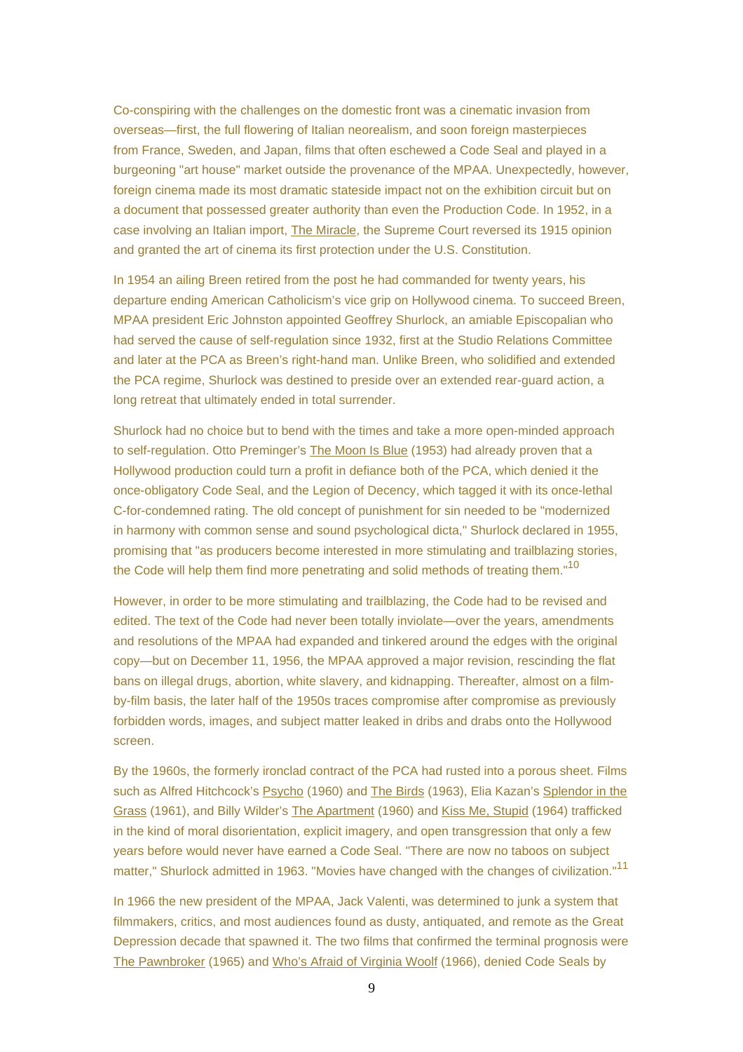Co-conspiring with the challenges on the domestic front was a cinematic invasion from overseas—first, the full flowering of Italian neorealism, and soon foreign masterpieces from France, Sweden, and Japan, films that often eschewed a Code Seal and played in a burgeoning "art house" market outside the provenance of the MPAA. Unexpectedly, however, foreign cinema made its most dramatic stateside impact not on the exhibition circuit but on a document that possessed greater authority than even the Production Code. In 1952, in a case involving an Italian import, The Miracle, the Supreme Court reversed its 1915 opinion and granted the art of cinema its first protection under the U.S. Constitution.

In 1954 an ailing Breen retired from the post he had commanded for twenty years, his departure ending American Catholicism's vice grip on Hollywood cinema. To succeed Breen, MPAA president Eric Johnston appointed Geoffrey Shurlock, an amiable Episcopalian who had served the cause of self-regulation since 1932, first at the Studio Relations Committee and later at the PCA as Breen's right-hand man. Unlike Breen, who solidified and extended the PCA regime, Shurlock was destined to preside over an extended rear-guard action, a long retreat that ultimately ended in total surrender.

Shurlock had no choice but to bend with the times and take a more open-minded approach to self-regulation. Otto Preminger's The Moon Is Blue (1953) had already proven that a Hollywood production could turn a profit in defiance both of the PCA, which denied it the once-obligatory Code Seal, and the Legion of Decency, which tagged it with its once-lethal C-for-condemned rating. The old concept of punishment for sin needed to be "modernized in harmony with common sense and sound psychological dicta," Shurlock declared in 1955, promising that "as producers become interested in more stimulating and trailblazing stories, the Code will help them find more penetrating and solid methods of treating them."[10]

However, in order to be more stimulating and trailblazing, the Code had to be revised and edited. The text of the Code had never been totally inviolate—over the years, amendments and resolutions of the MPAA had expanded and tinkered around the edges with the original copy—but on December 11, 1956, the MPAA approved a major revision, rescinding the flat bans on illegal drugs, abortion, white slavery, and kidnapping. Thereafter, almost on a film-by-film basis, the later half of the 1950s traces compromise after compromise as previously forbidden words, images, and subject matter leaked in dribs and drabs onto the Hollywood screen.

By the 1960s, the formerly ironclad contract of the PCA had rusted into a porous sheet. Films such as Alfred Hitchcock's Psycho (1960) and The Birds (1963), Elia Kazan's Splendor in the Grass (1961), and Billy Wilder's The Apartment (1960) and Kiss Me, Stupid (1964) trafficked in the kind of moral disorientation, explicit imagery, and open transgression that only a few years before would never have earned a Code Seal. "There are now no taboos on subject matter," Shurlock admitted in 1963. "Movies have changed with the changes of civilization."[11]

In 1966 the new president of the MPAA, Jack Valenti, was determined to junk a system that filmmakers, critics, and most audiences found as dusty, antiquated, and remote as the Great Depression decade that spawned it. The two films that confirmed the terminal prognosis were The Pawnbroker (1965) and Who's Afraid of Virginia Woolf (1966), denied Code Seals by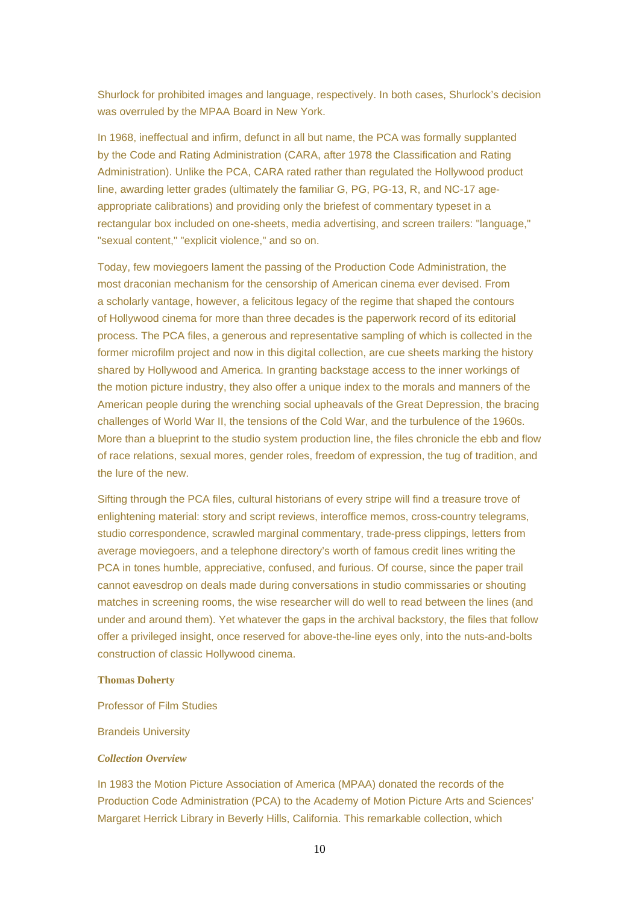Shurlock for prohibited images and language, respectively. In both cases, Shurlock's decision was overruled by the MPAA Board in New York.

In 1968, ineffectual and infirm, defunct in all but name, the PCA was formally supplanted by the Code and Rating Administration (CARA, after 1978 the Classification and Rating Administration). Unlike the PCA, CARA rated rather than regulated the Hollywood product line, awarding letter grades (ultimately the familiar G, PG, PG-13, R, and NC-17 age-appropriate calibrations) and providing only the briefest of commentary typeset in a rectangular box included on one-sheets, media advertising, and screen trailers: "language," "sexual content," "explicit violence," and so on.

Today, few moviegoers lament the passing of the Production Code Administration, the most draconian mechanism for the censorship of American cinema ever devised. From a scholarly vantage, however, a felicitous legacy of the regime that shaped the contours of Hollywood cinema for more than three decades is the paperwork record of its editorial process. The PCA files, a generous and representative sampling of which is collected in the former microfilm project and now in this digital collection, are cue sheets marking the history shared by Hollywood and America. In granting backstage access to the inner workings of the motion picture industry, they also offer a unique index to the morals and manners of the American people during the wrenching social upheavals of the Great Depression, the bracing challenges of World War II, the tensions of the Cold War, and the turbulence of the 1960s. More than a blueprint to the studio system production line, the files chronicle the ebb and flow of race relations, sexual mores, gender roles, freedom of expression, the tug of tradition, and the lure of the new.

Sifting through the PCA files, cultural historians of every stripe will find a treasure trove of enlightening material: story and script reviews, interoffice memos, cross-country telegrams, studio correspondence, scrawled marginal commentary, trade-press clippings, letters from average moviegoers, and a telephone directory's worth of famous credit lines writing the PCA in tones humble, appreciative, confused, and furious. Of course, since the paper trail cannot eavesdrop on deals made during conversations in studio commissaries or shouting matches in screening rooms, the wise researcher will do well to read between the lines (and under and around them). Yet whatever the gaps in the archival backstory, the files that follow offer a privileged insight, once reserved for above-the-line eyes only, into the nuts-and-bolts construction of classic Hollywood cinema.

**Thomas Doherty**

Professor of Film Studies

Brandeis University

***Collection Overview***

In 1983 the Motion Picture Association of America (MPAA) donated the records of the Production Code Administration (PCA) to the Academy of Motion Picture Arts and Sciences' Margaret Herrick Library in Beverly Hills, California. This remarkable collection, which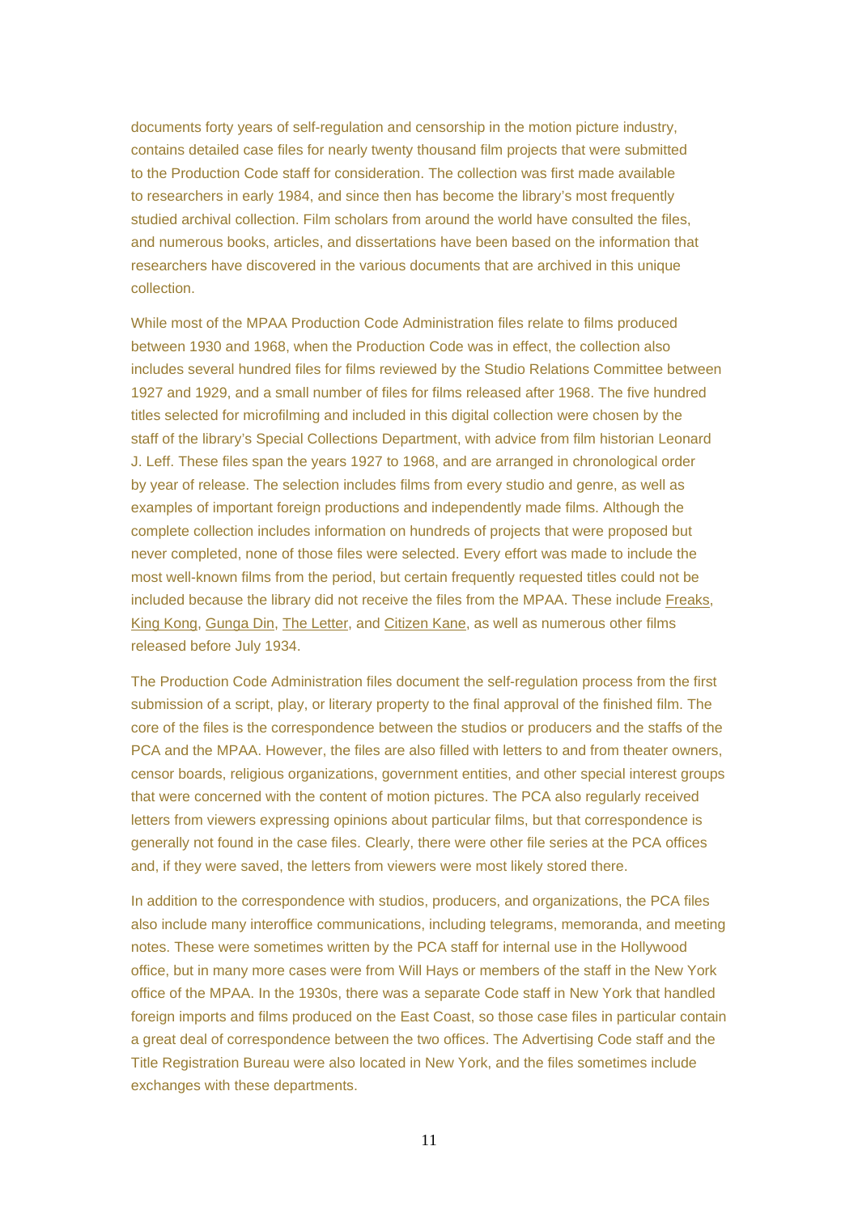documents forty years of self-regulation and censorship in the motion picture industry, contains detailed case files for nearly twenty thousand film projects that were submitted to the Production Code staff for consideration. The collection was first made available to researchers in early 1984, and since then has become the library's most frequently studied archival collection. Film scholars from around the world have consulted the files, and numerous books, articles, and dissertations have been based on the information that researchers have discovered in the various documents that are archived in this unique collection.

While most of the MPAA Production Code Administration files relate to films produced between 1930 and 1968, when the Production Code was in effect, the collection also includes several hundred files for films reviewed by the Studio Relations Committee between 1927 and 1929, and a small number of files for films released after 1968. The five hundred titles selected for microfilming and included in this digital collection were chosen by the staff of the library's Special Collections Department, with advice from film historian Leonard J. Leff. These files span the years 1927 to 1968, and are arranged in chronological order by year of release. The selection includes films from every studio and genre, as well as examples of important foreign productions and independently made films. Although the complete collection includes information on hundreds of projects that were proposed but never completed, none of those files were selected. Every effort was made to include the most well-known films from the period, but certain frequently requested titles could not be included because the library did not receive the files from the MPAA. These include Freaks, King Kong, Gunga Din, The Letter, and Citizen Kane, as well as numerous other films released before July 1934.

The Production Code Administration files document the self-regulation process from the first submission of a script, play, or literary property to the final approval of the finished film. The core of the files is the correspondence between the studios or producers and the staffs of the PCA and the MPAA. However, the files are also filled with letters to and from theater owners, censor boards, religious organizations, government entities, and other special interest groups that were concerned with the content of motion pictures. The PCA also regularly received letters from viewers expressing opinions about particular films, but that correspondence is generally not found in the case files. Clearly, there were other file series at the PCA offices and, if they were saved, the letters from viewers were most likely stored there.

In addition to the correspondence with studios, producers, and organizations, the PCA files also include many interoffice communications, including telegrams, memoranda, and meeting notes. These were sometimes written by the PCA staff for internal use in the Hollywood office, but in many more cases were from Will Hays or members of the staff in the New York office of the MPAA. In the 1930s, there was a separate Code staff in New York that handled foreign imports and films produced on the East Coast, so those case files in particular contain a great deal of correspondence between the two offices. The Advertising Code staff and the Title Registration Bureau were also located in New York, and the files sometimes include exchanges with these departments.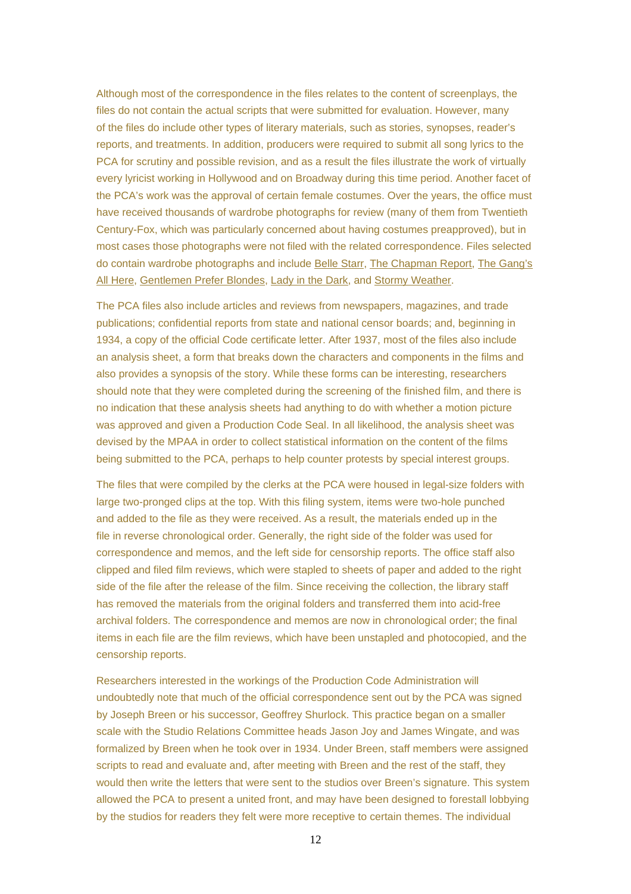Although most of the correspondence in the files relates to the content of screenplays, the files do not contain the actual scripts that were submitted for evaluation. However, many of the files do include other types of literary materials, such as stories, synopses, reader's reports, and treatments. In addition, producers were required to submit all song lyrics to the PCA for scrutiny and possible revision, and as a result the files illustrate the work of virtually every lyricist working in Hollywood and on Broadway during this time period. Another facet of the PCA's work was the approval of certain female costumes. Over the years, the office must have received thousands of wardrobe photographs for review (many of them from Twentieth Century-Fox, which was particularly concerned about having costumes preapproved), but in most cases those photographs were not filed with the related correspondence. Files selected do contain wardrobe photographs and include Belle Starr, The Chapman Report, The Gang's All Here, Gentlemen Prefer Blondes, Lady in the Dark, and Stormy Weather.

The PCA files also include articles and reviews from newspapers, magazines, and trade publications; confidential reports from state and national censor boards; and, beginning in 1934, a copy of the official Code certificate letter. After 1937, most of the files also include an analysis sheet, a form that breaks down the characters and components in the films and also provides a synopsis of the story. While these forms can be interesting, researchers should note that they were completed during the screening of the finished film, and there is no indication that these analysis sheets had anything to do with whether a motion picture was approved and given a Production Code Seal. In all likelihood, the analysis sheet was devised by the MPAA in order to collect statistical information on the content of the films being submitted to the PCA, perhaps to help counter protests by special interest groups.

The files that were compiled by the clerks at the PCA were housed in legal-size folders with large two-pronged clips at the top. With this filing system, items were two-hole punched and added to the file as they were received. As a result, the materials ended up in the file in reverse chronological order. Generally, the right side of the folder was used for correspondence and memos, and the left side for censorship reports. The office staff also clipped and filed film reviews, which were stapled to sheets of paper and added to the right side of the file after the release of the film. Since receiving the collection, the library staff has removed the materials from the original folders and transferred them into acid-free archival folders. The correspondence and memos are now in chronological order; the final items in each file are the film reviews, which have been unstapled and photocopied, and the censorship reports.

Researchers interested in the workings of the Production Code Administration will undoubtedly note that much of the official correspondence sent out by the PCA was signed by Joseph Breen or his successor, Geoffrey Shurlock. This practice began on a smaller scale with the Studio Relations Committee heads Jason Joy and James Wingate, and was formalized by Breen when he took over in 1934. Under Breen, staff members were assigned scripts to read and evaluate and, after meeting with Breen and the rest of the staff, they would then write the letters that were sent to the studios over Breen's signature. This system allowed the PCA to present a united front, and may have been designed to forestall lobbying by the studios for readers they felt were more receptive to certain themes. The individual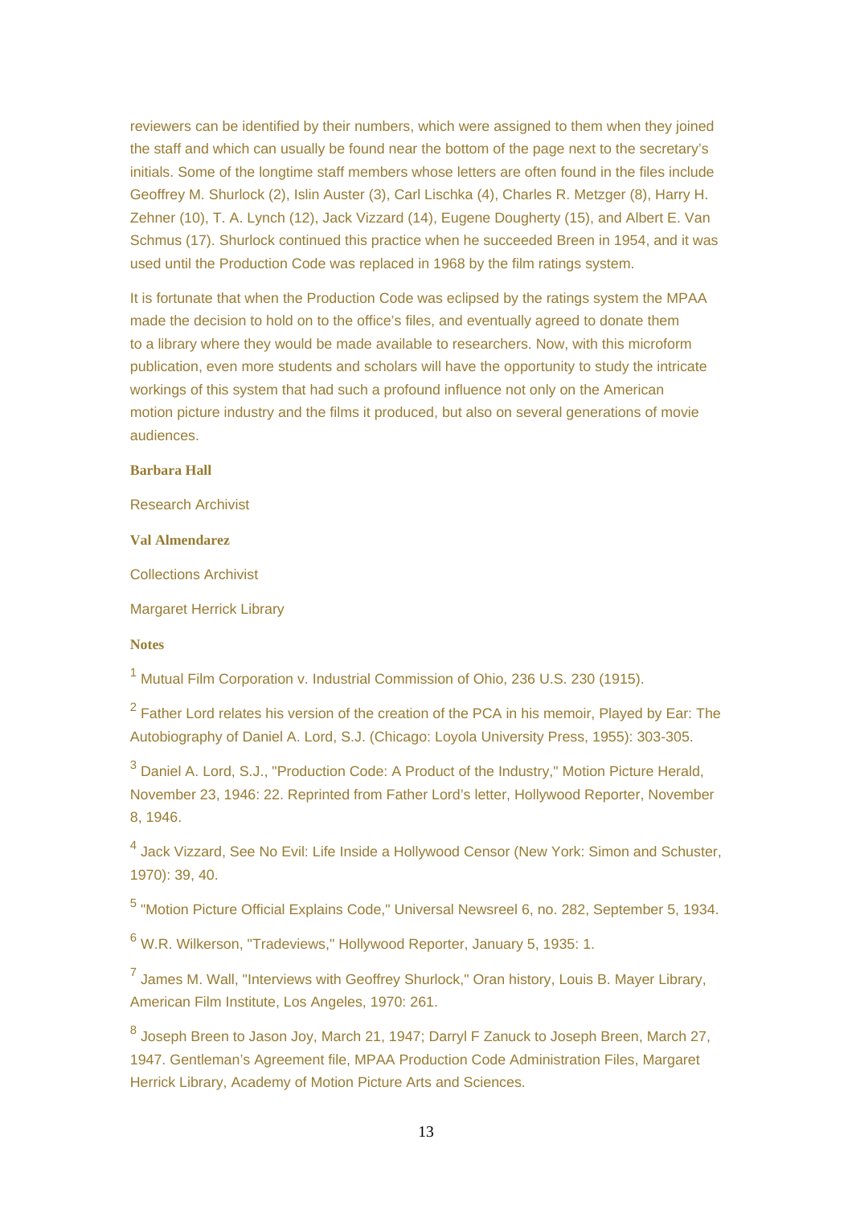reviewers can be identified by their numbers, which were assigned to them when they joined the staff and which can usually be found near the bottom of the page next to the secretary's initials. Some of the longtime staff members whose letters are often found in the files include Geoffrey M. Shurlock (2), Islin Auster (3), Carl Lischka (4), Charles R. Metzger (8), Harry H. Zehner (10), T. A. Lynch (12), Jack Vizzard (14), Eugene Dougherty (15), and Albert E. Van Schmus (17). Shurlock continued this practice when he succeeded Breen in 1954, and it was used until the Production Code was replaced in 1968 by the film ratings system.

It is fortunate that when the Production Code was eclipsed by the ratings system the MPAA made the decision to hold on to the office's files, and eventually agreed to donate them to a library where they would be made available to researchers. Now, with this microform publication, even more students and scholars will have the opportunity to study the intricate workings of this system that had such a profound influence not only on the American motion picture industry and the films it produced, but also on several generations of movie audiences.

**Barbara Hall**

Research Archivist

**Val Almendarez**

Collections Archivist

Margaret Herrick Library

**Notes**

[1] Mutual Film Corporation v. Industrial Commission of Ohio, 236 U.S. 230 (1915).

[2] Father Lord relates his version of the creation of the PCA in his memoir, Played by Ear: The Autobiography of Daniel A. Lord, S.J. (Chicago: Loyola University Press, 1955): 303-305.

[3] Daniel A. Lord, S.J., "Production Code: A Product of the Industry," Motion Picture Herald, November 23, 1946: 22. Reprinted from Father Lord's letter, Hollywood Reporter, November 8, 1946.

[4] Jack Vizzard, See No Evil: Life Inside a Hollywood Censor (New York: Simon and Schuster, 1970): 39, 40.

[5] "Motion Picture Official Explains Code," Universal Newsreel 6, no. 282, September 5, 1934.

[6] W.R. Wilkerson, "Tradeviews," Hollywood Reporter, January 5, 1935: 1.

[7] James M. Wall, "Interviews with Geoffrey Shurlock," Oran history, Louis B. Mayer Library, American Film Institute, Los Angeles, 1970: 261.

[8] Joseph Breen to Jason Joy, March 21, 1947; Darryl F Zanuck to Joseph Breen, March 27, 1947. Gentleman's Agreement file, MPAA Production Code Administration Files, Margaret Herrick Library, Academy of Motion Picture Arts and Sciences.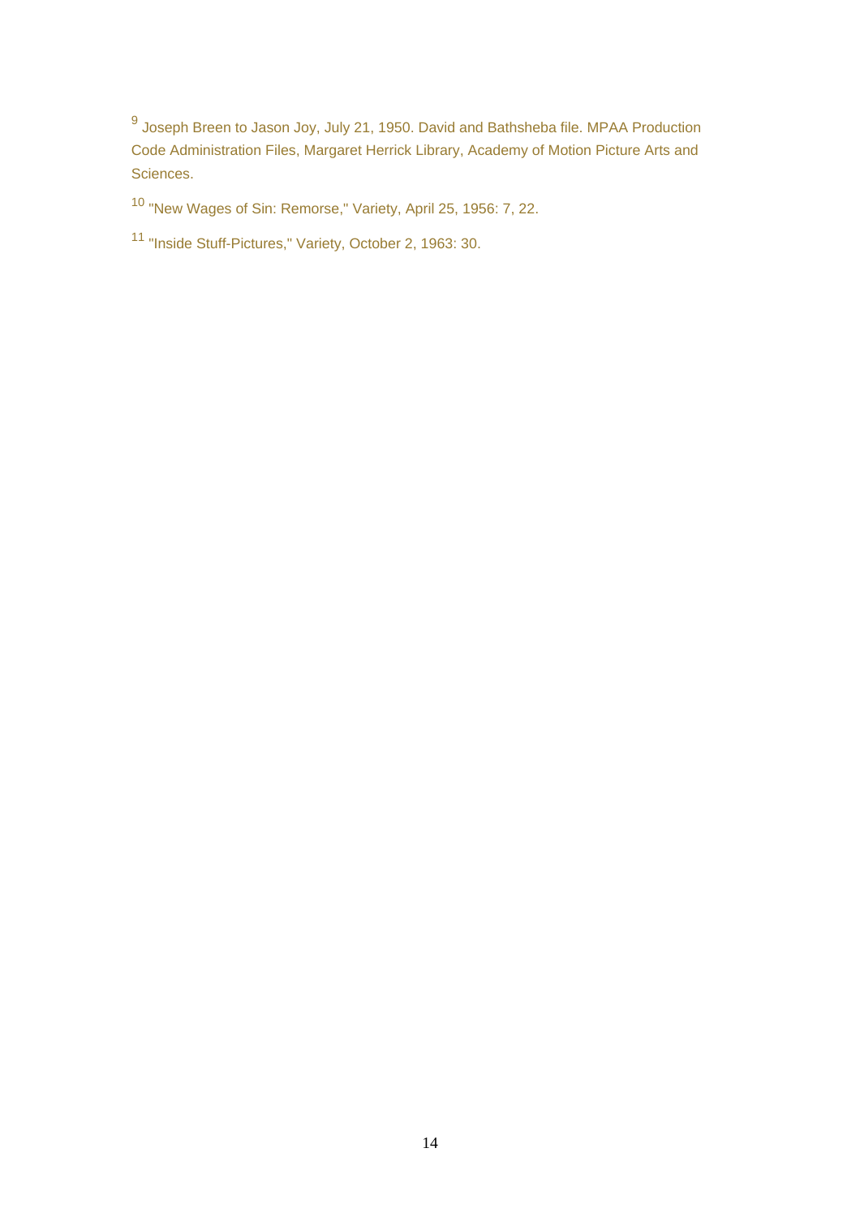[9] Joseph Breen to Jason Joy, July 21, 1950. David and Bathsheba file. MPAA Production Code Administration Files, Margaret Herrick Library, Academy of Motion Picture Arts and Sciences.

[10] "New Wages of Sin: Remorse," Variety, April 25, 1956: 7, 22.

[11] "Inside Stuff-Pictures," Variety, October 2, 1963: 30.